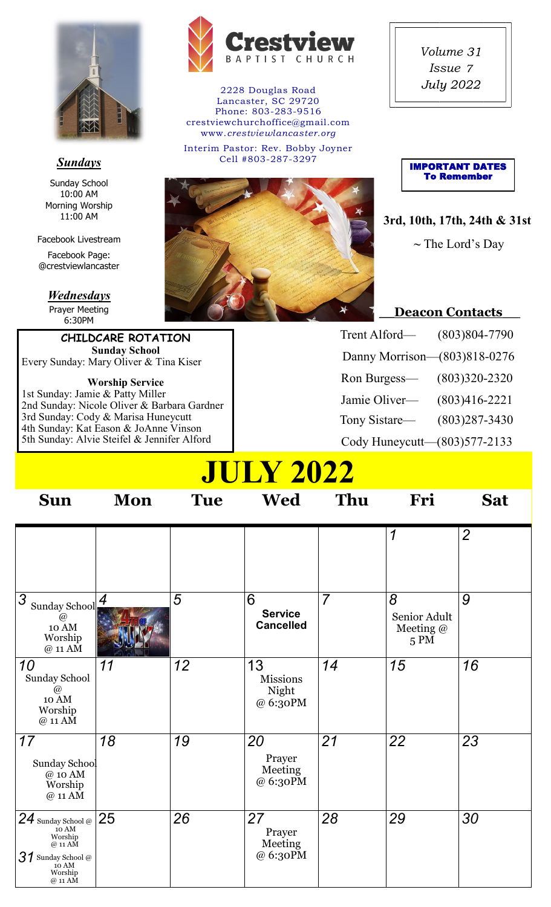# Crestview Baptist Church

2228 Douglas Road
Lancaster, SC 29720
Phone: 803-283-9516
crestviewchurchoffice@gmail.com
www.*crestviewlancaster.org*

Interim Pastor: Rev. Bobby Joyner
Cell #803-287-3297

*Volume 31*
*Issue 7*
*July 2022*

***Sundays***

Sunday School
10:00 AM
Morning Worship
11:00 AM

Facebook Livestream

Facebook Page:
@crestviewlancaster

***Wednesdays***

Prayer Meeting
6:30PM

**CHILDCARE ROTATION**

**Sunday School**
Every Sunday: Mary Oliver & Tina Kiser

**Worship Service**
1st Sunday: Jamie & Patty Miller
2nd Sunday: Nicole Oliver & Barbara Gardner
3rd Sunday: Cody & Marisa Huneycutt
4th Sunday: Kat Eason & JoAnne Vinson
5th Sunday: Alvie Steifel & Jennifer Alford

**IMPORTANT DATES To Remember**

**3rd, 10th, 17th, 24th & 31st**

~ The Lord's Day

**Deacon Contacts**

Trent Alford— (803)804-7790
Danny Morrison—(803)818-0276
Ron Burgess— (803)320-2320
Jamie Oliver— (803)416-2221
Tony Sistare— (803)287-3430
Cody Huneycutt—(803)577-2133

# JULY 2022

| Sun | Mon | Tue | Wed | Thu | Fri | Sat |
|---|---|---|---|---|---|---|
| | | | | | 1 | 2 |
| 3 Sunday School @ 10 AM Worship @ 11 AM | 4 | 5 | 6 **Service Cancelled** | 7 | 8 Senior Adult Meeting @ 5 PM | 9 |
| 10 Sunday School @ 10 AM Worship @ 11 AM | 11 | 12 | 13 Missions Night @ 6:30PM | 14 | 15 | 16 |
| 17 Sunday School @ 10 AM Worship @ 11 AM | 18 | 19 | 20 Prayer Meeting @ 6:30PM | 21 | 22 | 23 |
| 24 Sunday School @ 10 AM Worship @ 11 AM / 31 Sunday School @ 10 AM Worship @ 11 AM | 25 | 26 | 27 Prayer Meeting @ 6:30PM | 28 | 29 | 30 |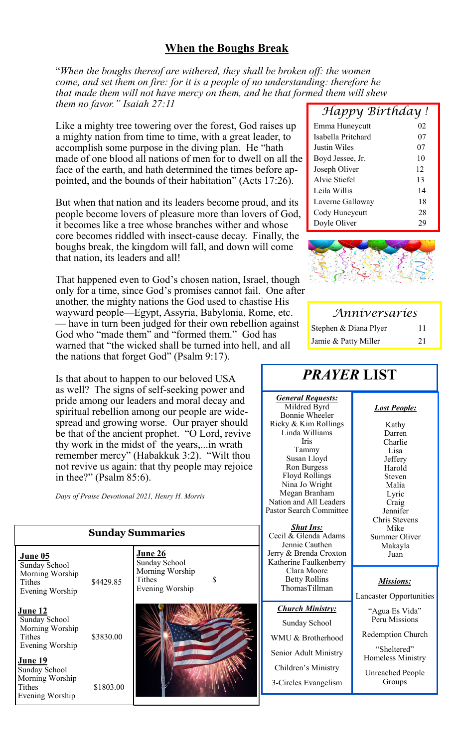## When the Boughs Break

"*When the boughs thereof are withered, they shall be broken off: the women come, and set them on fire: for it is a people of no understanding: therefore he that made them will not have mercy on them, and he that formed them will shew them no favor." Isaiah 27:11*

Like a mighty tree towering over the forest, God raises up a mighty nation from time to time, with a great leader, to accomplish some purpose in the diving plan. He "hath made of one blood all nations of men for to dwell on all the face of the earth, and hath determined the times before appointed, and the bounds of their habitation" (Acts 17:26).

But when that nation and its leaders become proud, and its people become lovers of pleasure more than lovers of God, it becomes like a tree whose branches wither and whose core becomes riddled with insect-cause decay. Finally, the boughs break, the kingdom will fall, and down will come that nation, its leaders and all!

That happened even to God's chosen nation, Israel, though only for a time, since God's promises cannot fail. One after another, the mighty nations the God used to chastise His wayward people—Egypt, Assyria, Babylonia, Rome, etc. — have in turn been judged for their own rebellion against God who "made them" and "formed them." God has warned that "the wicked shall be turned into hell, and all the nations that forget God" (Psalm 9:17).

Is that about to happen to our beloved USA as well? The signs of self-seeking power and pride among our leaders and moral decay and spiritual rebellion among our people are widespread and growing worse. Our prayer should be that of the ancient prophet. "O Lord, revive thy work in the midst of the years,...in wrath remember mercy" (Habakkuk 3:2). "Wilt thou not revive us again: that thy people may rejoice in thee?" (Psalm 85:6).

*Days of Praise Devotional 2021, Henry H. Morris*

### Happy Birthday !

| | |
|---|---|
| Emma Huneycutt | 02 |
| Isabella Pritchard | 07 |
| Justin Wiles | 07 |
| Boyd Jessee, Jr. | 10 |
| Joseph Oliver | 12 |
| Alvie Stiefel | 13 |
| Leila Willis | 14 |
| Laverne Galloway | 18 |
| Cody Huneycutt | 28 |
| Doyle Oliver | 29 |

### Anniversaries

| | |
|---|---|
| Stephen & Diana Plyer | 11 |
| Jamie & Patty Miller | 21 |

### Sunday Summaries

**June 05**
Sunday School
Morning Worship
Tithes $4429.85
Evening Worship

**June 12**
Sunday School
Morning Worship
Tithes $3830.00
Evening Worship

**June 19**
Sunday School
Morning Worship
Tithes $1803.00
Evening Worship

**June 26**
Sunday School
Morning Worship
Tithes $
Evening Worship

## *PRAYER* LIST

***General Requests:***
Mildred Byrd
Bonnie Wheeler
Ricky & Kim Rollings
Linda Williams
Iris
Tammy
Susan Lloyd
Ron Burgess
Floyd Rollings
Nina Jo Wright
Megan Branham
Nation and All Leaders
Pastor Search Committee

***Shut Ins:***
Cecil & Glenda Adams
Jennie Cauthen
Jerry & Brenda Croxton
Katherine Faulkenberry
Clara Moore
Betty Rollins
ThomasTillman

***Church Ministry:***
Sunday School
WMU & Brotherhood
Senior Adult Ministry
Children's Ministry
3-Circles Evangelism

***Lost People:***
Kathy
Darren
Charlie
Lisa
Jeffery
Harold
Steven
Malia
Lyric
Craig
Jennifer
Chris Stevens
Mike
Summer Oliver
Makayla
Juan

***Missions:***
Lancaster Opportunities
"Agua Es Vida" Peru Missions
Redemption Church
"Sheltered" Homeless Ministry
Unreached People Groups